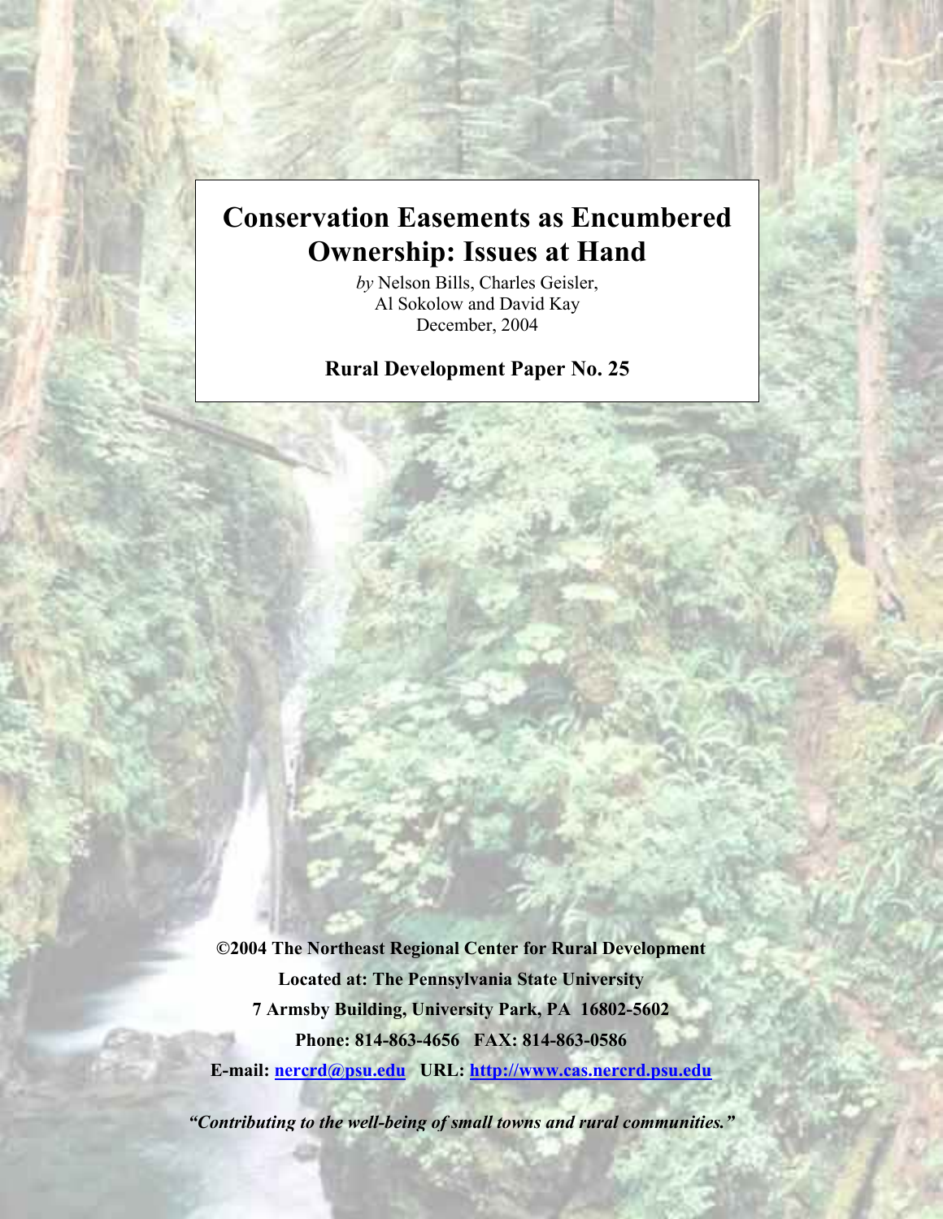# Conservation Easements as Encumbered Ownership: Issues at Hand

*by* Nelson Bills, Charles Geisler, Al Sokolow and David Kay

December, 2004

**Rural Development Paper No. 25**

**©2004 The Northeast Regional Center for Rural Development**

**Located at: The Pennsylvania State University**

**7 Armsby Building, University Park, PA 16802-5602**

**Phone: 814-863-4656 FAX: 814-863-0586**

**E-mail: nercrd@psu.edu URL: http://www.cas.nercrd.psu.edu**

***"Contributing to the well-being of small towns and rural communities."***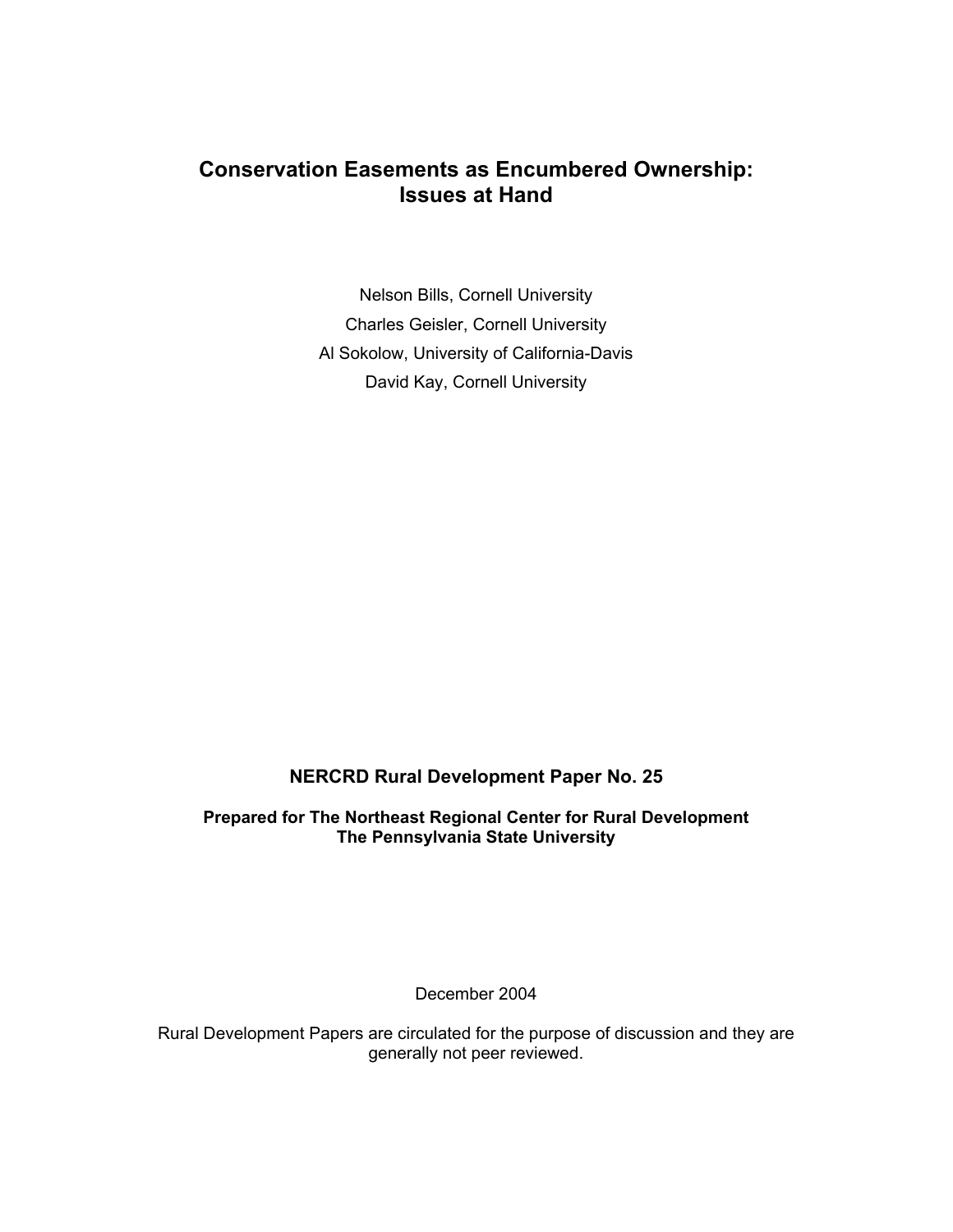# Conservation Easements as Encumbered Ownership: Issues at Hand

Nelson Bills, Cornell University

Charles Geisler, Cornell University

Al Sokolow, University of California-Davis

David Kay, Cornell University

**NERCRD Rural Development Paper No. 25**

**Prepared for The Northeast Regional Center for Rural Development**
**The Pennsylvania State University**

December 2004

Rural Development Papers are circulated for the purpose of discussion and they are generally not peer reviewed.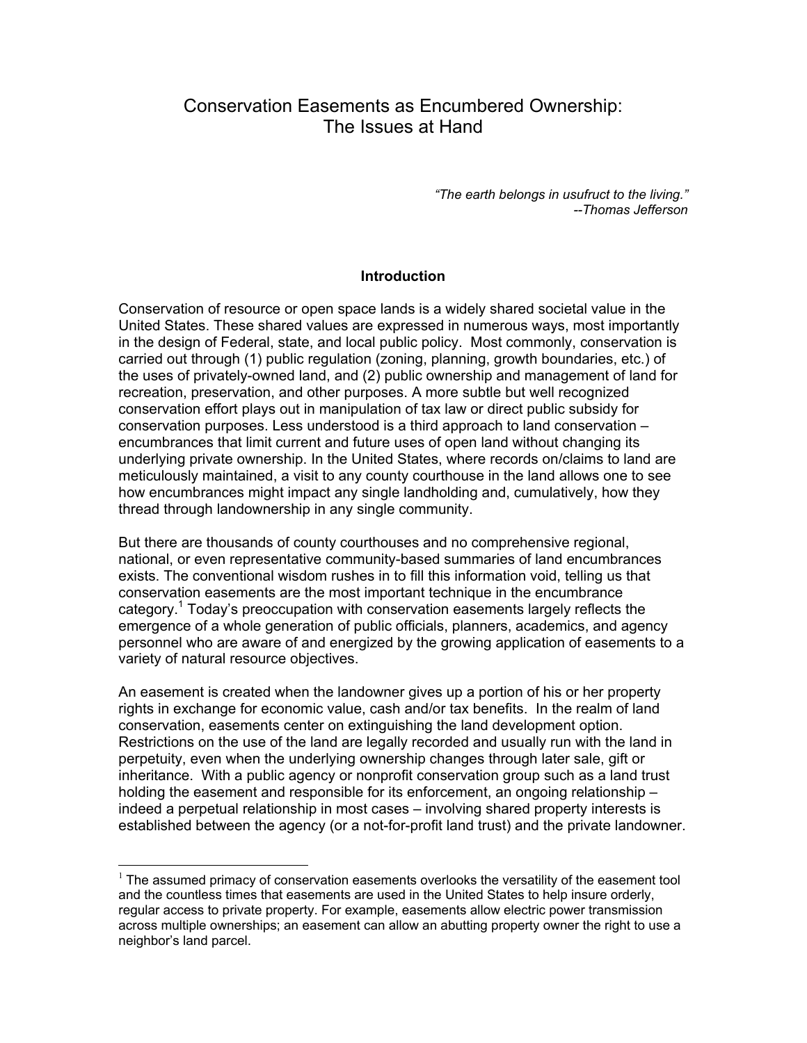# Conservation Easements as Encumbered Ownership: The Issues at Hand

*"The earth belongs in usufruct to the living."*
*--Thomas Jefferson*

## Introduction

Conservation of resource or open space lands is a widely shared societal value in the United States. These shared values are expressed in numerous ways, most importantly in the design of Federal, state, and local public policy. Most commonly, conservation is carried out through (1) public regulation (zoning, planning, growth boundaries, etc.) of the uses of privately-owned land, and (2) public ownership and management of land for recreation, preservation, and other purposes. A more subtle but well recognized conservation effort plays out in manipulation of tax law or direct public subsidy for conservation purposes. Less understood is a third approach to land conservation – encumbrances that limit current and future uses of open land without changing its underlying private ownership. In the United States, where records on/claims to land are meticulously maintained, a visit to any county courthouse in the land allows one to see how encumbrances might impact any single landholding and, cumulatively, how they thread through landownership in any single community.

But there are thousands of county courthouses and no comprehensive regional, national, or even representative community-based summaries of land encumbrances exists. The conventional wisdom rushes in to fill this information void, telling us that conservation easements are the most important technique in the encumbrance category.[1] Today's preoccupation with conservation easements largely reflects the emergence of a whole generation of public officials, planners, academics, and agency personnel who are aware of and energized by the growing application of easements to a variety of natural resource objectives.

An easement is created when the landowner gives up a portion of his or her property rights in exchange for economic value, cash and/or tax benefits. In the realm of land conservation, easements center on extinguishing the land development option. Restrictions on the use of the land are legally recorded and usually run with the land in perpetuity, even when the underlying ownership changes through later sale, gift or inheritance. With a public agency or nonprofit conservation group such as a land trust holding the easement and responsible for its enforcement, an ongoing relationship – indeed a perpetual relationship in most cases – involving shared property interests is established between the agency (or a not-for-profit land trust) and the private landowner.

---

[1] The assumed primacy of conservation easements overlooks the versatility of the easement tool and the countless times that easements are used in the United States to help insure orderly, regular access to private property. For example, easements allow electric power transmission across multiple ownerships; an easement can allow an abutting property owner the right to use a neighbor's land parcel.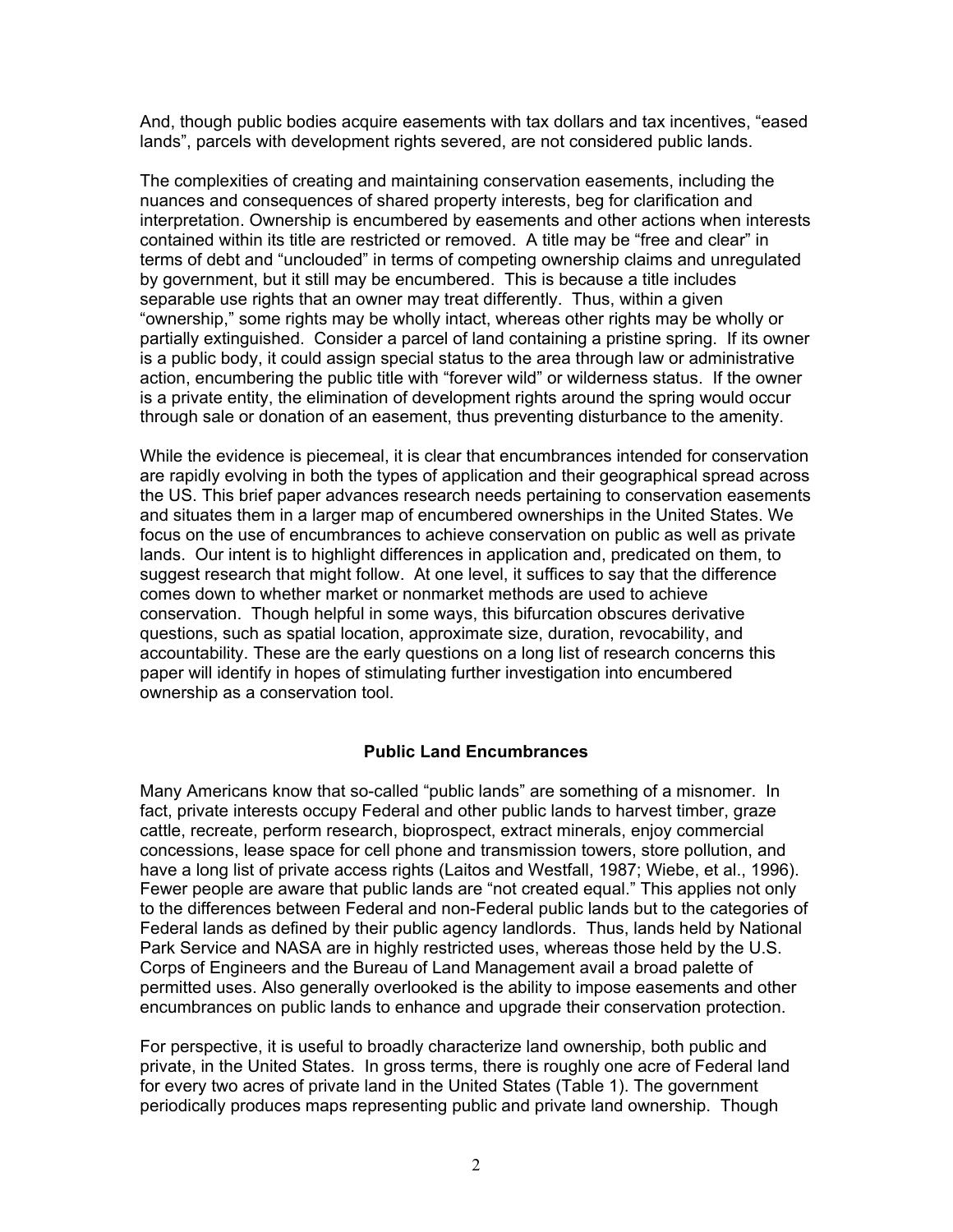And, though public bodies acquire easements with tax dollars and tax incentives, "eased lands", parcels with development rights severed, are not considered public lands.

The complexities of creating and maintaining conservation easements, including the nuances and consequences of shared property interests, beg for clarification and interpretation. Ownership is encumbered by easements and other actions when interests contained within its title are restricted or removed. A title may be "free and clear" in terms of debt and "unclouded" in terms of competing ownership claims and unregulated by government, but it still may be encumbered. This is because a title includes separable use rights that an owner may treat differently. Thus, within a given "ownership," some rights may be wholly intact, whereas other rights may be wholly or partially extinguished. Consider a parcel of land containing a pristine spring. If its owner is a public body, it could assign special status to the area through law or administrative action, encumbering the public title with "forever wild" or wilderness status. If the owner is a private entity, the elimination of development rights around the spring would occur through sale or donation of an easement, thus preventing disturbance to the amenity.

While the evidence is piecemeal, it is clear that encumbrances intended for conservation are rapidly evolving in both the types of application and their geographical spread across the US. This brief paper advances research needs pertaining to conservation easements and situates them in a larger map of encumbered ownerships in the United States. We focus on the use of encumbrances to achieve conservation on public as well as private lands. Our intent is to highlight differences in application and, predicated on them, to suggest research that might follow. At one level, it suffices to say that the difference comes down to whether market or nonmarket methods are used to achieve conservation. Though helpful in some ways, this bifurcation obscures derivative questions, such as spatial location, approximate size, duration, revocability, and accountability. These are the early questions on a long list of research concerns this paper will identify in hopes of stimulating further investigation into encumbered ownership as a conservation tool.

## Public Land Encumbrances

Many Americans know that so-called "public lands" are something of a misnomer. In fact, private interests occupy Federal and other public lands to harvest timber, graze cattle, recreate, perform research, bioprospect, extract minerals, enjoy commercial concessions, lease space for cell phone and transmission towers, store pollution, and have a long list of private access rights (Laitos and Westfall, 1987; Wiebe, et al., 1996). Fewer people are aware that public lands are "not created equal." This applies not only to the differences between Federal and non-Federal public lands but to the categories of Federal lands as defined by their public agency landlords. Thus, lands held by National Park Service and NASA are in highly restricted uses, whereas those held by the U.S. Corps of Engineers and the Bureau of Land Management avail a broad palette of permitted uses. Also generally overlooked is the ability to impose easements and other encumbrances on public lands to enhance and upgrade their conservation protection.

For perspective, it is useful to broadly characterize land ownership, both public and private, in the United States. In gross terms, there is roughly one acre of Federal land for every two acres of private land in the United States (Table 1). The government periodically produces maps representing public and private land ownership. Though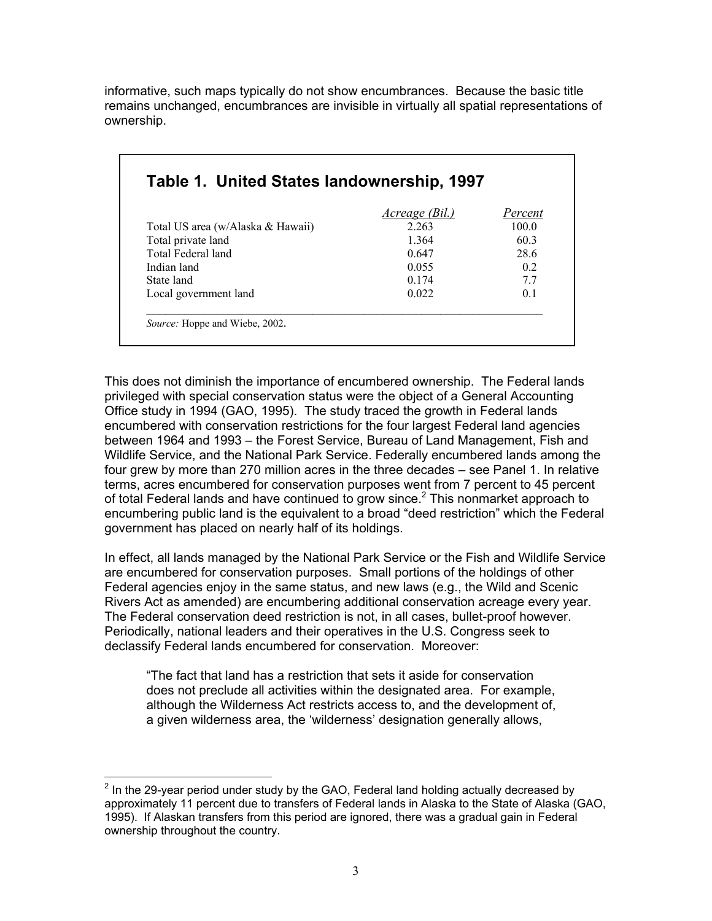informative, such maps typically do not show encumbrances. Because the basic title remains unchanged, encumbrances are invisible in virtually all spatial representations of ownership.

## Table 1. United States landownership, 1997

| | *Acreage (Bil.)* | *Percent* |
|---|---|---|
| Total US area (w/Alaska & Hawaii) | 2.263 | 100.0 |
| Total private land | 1.364 | 60.3 |
| Total Federal land | 0.647 | 28.6 |
| Indian land | 0.055 | 0.2 |
| State land | 0.174 | 7.7 |
| Local government land | 0.022 | 0.1 |

*Source:* Hoppe and Wiebe, 2002.

This does not diminish the importance of encumbered ownership. The Federal lands privileged with special conservation status were the object of a General Accounting Office study in 1994 (GAO, 1995). The study traced the growth in Federal lands encumbered with conservation restrictions for the four largest Federal land agencies between 1964 and 1993 – the Forest Service, Bureau of Land Management, Fish and Wildlife Service, and the National Park Service. Federally encumbered lands among the four grew by more than 270 million acres in the three decades – see Panel 1. In relative terms, acres encumbered for conservation purposes went from 7 percent to 45 percent of total Federal lands and have continued to grow since.[2] This nonmarket approach to encumbering public land is the equivalent to a broad "deed restriction" which the Federal government has placed on nearly half of its holdings.

In effect, all lands managed by the National Park Service or the Fish and Wildlife Service are encumbered for conservation purposes. Small portions of the holdings of other Federal agencies enjoy in the same status, and new laws (e.g., the Wild and Scenic Rivers Act as amended) are encumbering additional conservation acreage every year. The Federal conservation deed restriction is not, in all cases, bullet-proof however. Periodically, national leaders and their operatives in the U.S. Congress seek to declassify Federal lands encumbered for conservation. Moreover:

> "The fact that land has a restriction that sets it aside for conservation does not preclude all activities within the designated area. For example, although the Wilderness Act restricts access to, and the development of, a given wilderness area, the 'wilderness' designation generally allows,

[2] In the 29-year period under study by the GAO, Federal land holding actually decreased by approximately 11 percent due to transfers of Federal lands in Alaska to the State of Alaska (GAO, 1995). If Alaskan transfers from this period are ignored, there was a gradual gain in Federal ownership throughout the country.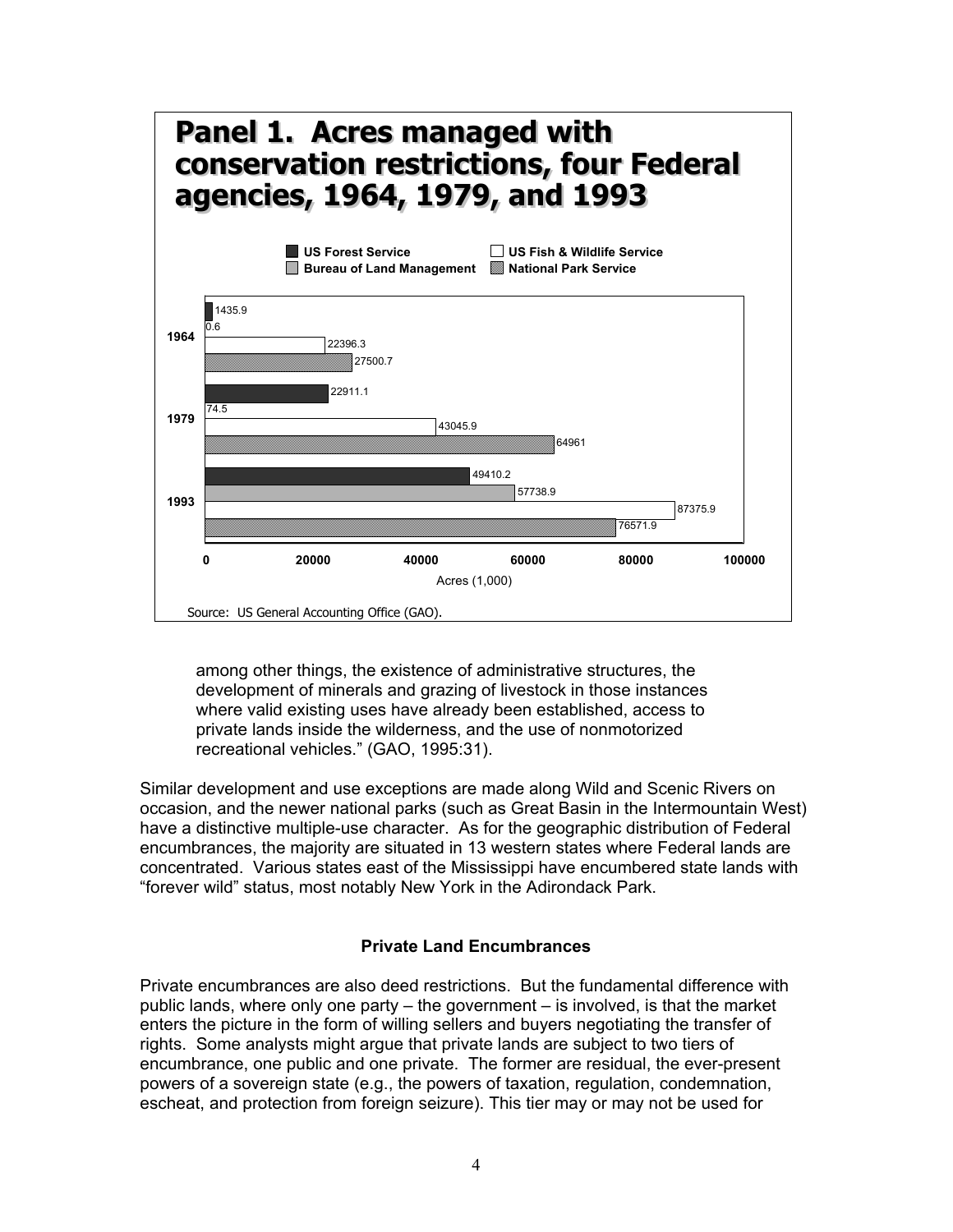**Panel 1. Acres managed with conservation restrictions, four Federal agencies, 1964, 1979, and 1993**

Acres (1,000)

| Year | US Forest Service | Bureau of Land Management | US Fish & Wildlife Service | National Park Service |
|---|---|---|---|---|
| 1964 | 1435.9 | 0.6 | 22396.3 | 27500.7 |
| 1979 | 22911.1 | 74.5 | 43045.9 | 64961 |
| 1993 | 49410.2 | 57738.9 | 87375.9 | 76571.9 |

Source: US General Accounting Office (GAO).

among other things, the existence of administrative structures, the development of minerals and grazing of livestock in those instances where valid existing uses have already been established, access to private lands inside the wilderness, and the use of nonmotorized recreational vehicles." (GAO, 1995:31).

Similar development and use exceptions are made along Wild and Scenic Rivers on occasion, and the newer national parks (such as Great Basin in the Intermountain West) have a distinctive multiple-use character. As for the geographic distribution of Federal encumbrances, the majority are situated in 13 western states where Federal lands are concentrated. Various states east of the Mississippi have encumbered state lands with "forever wild" status, most notably New York in the Adirondack Park.

### Private Land Encumbrances

Private encumbrances are also deed restrictions. But the fundamental difference with public lands, where only one party – the government – is involved, is that the market enters the picture in the form of willing sellers and buyers negotiating the transfer of rights. Some analysts might argue that private lands are subject to two tiers of encumbrance, one public and one private. The former are residual, the ever-present powers of a sovereign state (e.g., the powers of taxation, regulation, condemnation, escheat, and protection from foreign seizure). This tier may or may not be used for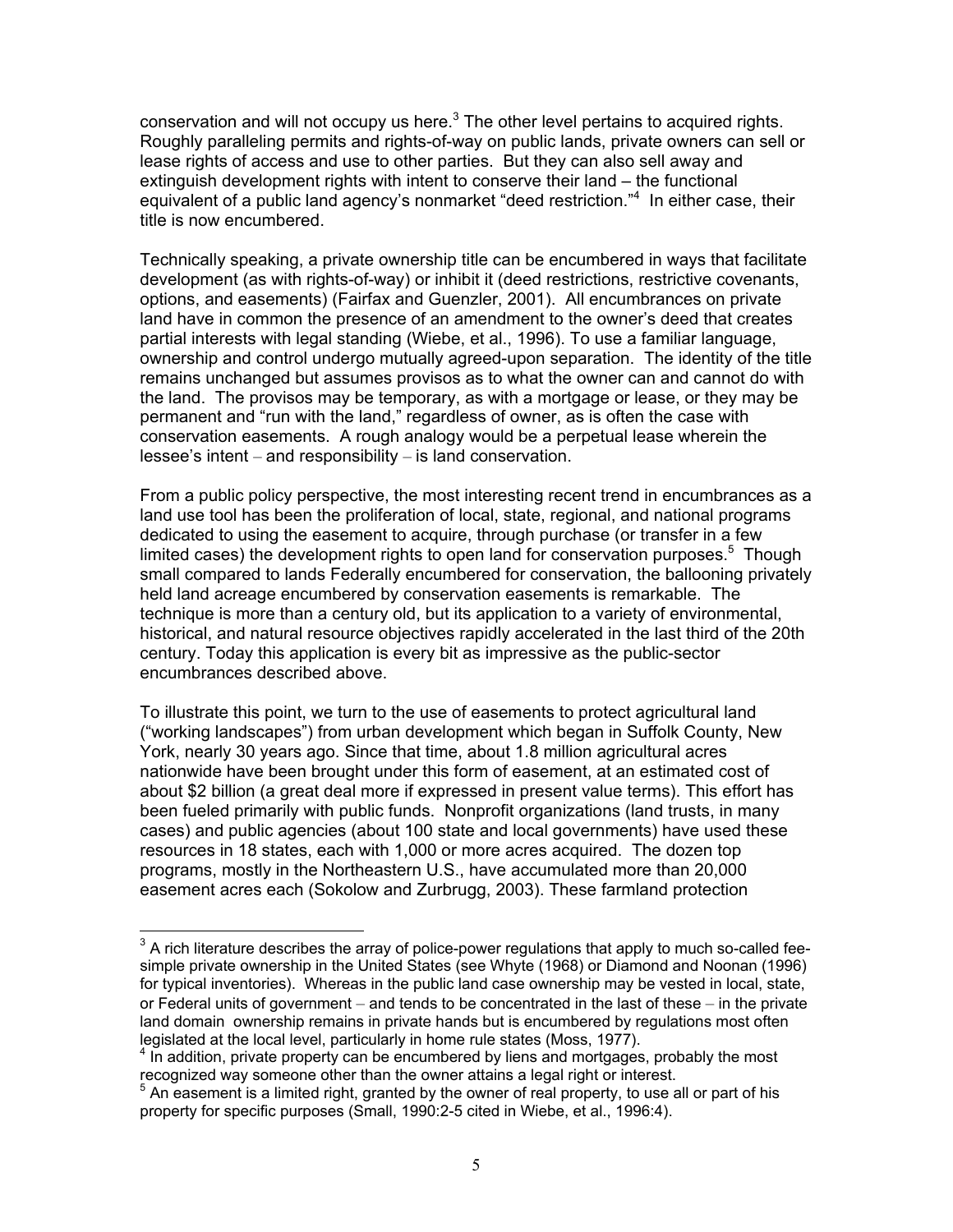conservation and will not occupy us here.[3] The other level pertains to acquired rights. Roughly paralleling permits and rights-of-way on public lands, private owners can sell or lease rights of access and use to other parties. But they can also sell away and extinguish development rights with intent to conserve their land – the functional equivalent of a public land agency's nonmarket "deed restriction."[4] In either case, their title is now encumbered.

Technically speaking, a private ownership title can be encumbered in ways that facilitate development (as with rights-of-way) or inhibit it (deed restrictions, restrictive covenants, options, and easements) (Fairfax and Guenzler, 2001). All encumbrances on private land have in common the presence of an amendment to the owner's deed that creates partial interests with legal standing (Wiebe, et al., 1996). To use a familiar language, ownership and control undergo mutually agreed-upon separation. The identity of the title remains unchanged but assumes provisos as to what the owner can and cannot do with the land. The provisos may be temporary, as with a mortgage or lease, or they may be permanent and "run with the land," regardless of owner, as is often the case with conservation easements. A rough analogy would be a perpetual lease wherein the lessee's intent – and responsibility – is land conservation.

From a public policy perspective, the most interesting recent trend in encumbrances as a land use tool has been the proliferation of local, state, regional, and national programs dedicated to using the easement to acquire, through purchase (or transfer in a few limited cases) the development rights to open land for conservation purposes.[5] Though small compared to lands Federally encumbered for conservation, the ballooning privately held land acreage encumbered by conservation easements is remarkable. The technique is more than a century old, but its application to a variety of environmental, historical, and natural resource objectives rapidly accelerated in the last third of the 20th century. Today this application is every bit as impressive as the public-sector encumbrances described above.

To illustrate this point, we turn to the use of easements to protect agricultural land ("working landscapes") from urban development which began in Suffolk County, New York, nearly 30 years ago. Since that time, about 1.8 million agricultural acres nationwide have been brought under this form of easement, at an estimated cost of about $2 billion (a great deal more if expressed in present value terms). This effort has been fueled primarily with public funds. Nonprofit organizations (land trusts, in many cases) and public agencies (about 100 state and local governments) have used these resources in 18 states, each with 1,000 or more acres acquired. The dozen top programs, mostly in the Northeastern U.S., have accumulated more than 20,000 easement acres each (Sokolow and Zurbrugg, 2003). These farmland protection

---

[3] A rich literature describes the array of police-power regulations that apply to much so-called fee-simple private ownership in the United States (see Whyte (1968) or Diamond and Noonan (1996) for typical inventories). Whereas in the public land case ownership may be vested in local, state, or Federal units of government – and tends to be concentrated in the last of these – in the private land domain ownership remains in private hands but is encumbered by regulations most often legislated at the local level, particularly in home rule states (Moss, 1977).

[4] In addition, private property can be encumbered by liens and mortgages, probably the most recognized way someone other than the owner attains a legal right or interest.

[5] An easement is a limited right, granted by the owner of real property, to use all or part of his property for specific purposes (Small, 1990:2-5 cited in Wiebe, et al., 1996:4).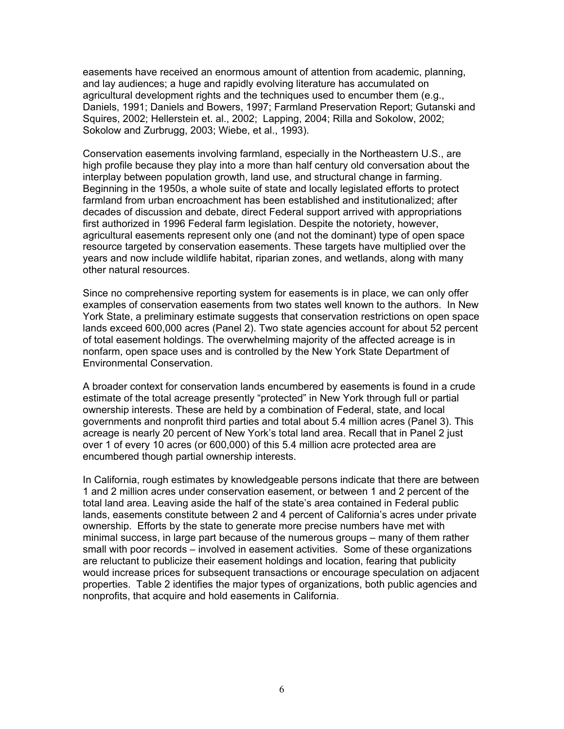easements have received an enormous amount of attention from academic, planning, and lay audiences; a huge and rapidly evolving literature has accumulated on agricultural development rights and the techniques used to encumber them (e.g., Daniels, 1991; Daniels and Bowers, 1997; Farmland Preservation Report; Gutanski and Squires, 2002; Hellerstein et. al., 2002; Lapping, 2004; Rilla and Sokolow, 2002; Sokolow and Zurbrugg, 2003; Wiebe, et al., 1993).

Conservation easements involving farmland, especially in the Northeastern U.S., are high profile because they play into a more than half century old conversation about the interplay between population growth, land use, and structural change in farming. Beginning in the 1950s, a whole suite of state and locally legislated efforts to protect farmland from urban encroachment has been established and institutionalized; after decades of discussion and debate, direct Federal support arrived with appropriations first authorized in 1996 Federal farm legislation. Despite the notoriety, however, agricultural easements represent only one (and not the dominant) type of open space resource targeted by conservation easements. These targets have multiplied over the years and now include wildlife habitat, riparian zones, and wetlands, along with many other natural resources.

Since no comprehensive reporting system for easements is in place, we can only offer examples of conservation easements from two states well known to the authors. In New York State, a preliminary estimate suggests that conservation restrictions on open space lands exceed 600,000 acres (Panel 2). Two state agencies account for about 52 percent of total easement holdings. The overwhelming majority of the affected acreage is in nonfarm, open space uses and is controlled by the New York State Department of Environmental Conservation.

A broader context for conservation lands encumbered by easements is found in a crude estimate of the total acreage presently "protected" in New York through full or partial ownership interests. These are held by a combination of Federal, state, and local governments and nonprofit third parties and total about 5.4 million acres (Panel 3). This acreage is nearly 20 percent of New York's total land area. Recall that in Panel 2 just over 1 of every 10 acres (or 600,000) of this 5.4 million acre protected area are encumbered though partial ownership interests.

In California, rough estimates by knowledgeable persons indicate that there are between 1 and 2 million acres under conservation easement, or between 1 and 2 percent of the total land area. Leaving aside the half of the state's area contained in Federal public lands, easements constitute between 2 and 4 percent of California's acres under private ownership. Efforts by the state to generate more precise numbers have met with minimal success, in large part because of the numerous groups – many of them rather small with poor records – involved in easement activities. Some of these organizations are reluctant to publicize their easement holdings and location, fearing that publicity would increase prices for subsequent transactions or encourage speculation on adjacent properties. Table 2 identifies the major types of organizations, both public agencies and nonprofits, that acquire and hold easements in California.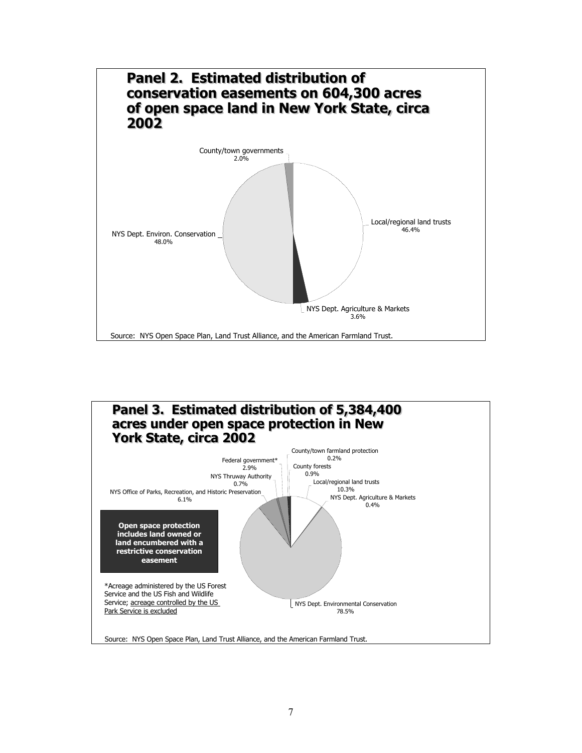## Panel 2. Estimated distribution of conservation easements on 604,300 acres of open space land in New York State, circa 2002

County/town governments
2.0%

Local/regional land trusts
46.4%

NYS Dept. Environ. Conservation
48.0%

NYS Dept. Agriculture & Markets
3.6%

Source: NYS Open Space Plan, Land Trust Alliance, and the American Farmland Trust.

## Panel 3. Estimated distribution of 5,384,400 acres under open space protection in New York State, circa 2002

County/town farmland protection
0.2%

Federal government*
2.9%

County forests
0.9%

NYS Thruway Authority
0.7%

Local/regional land trusts
10.3%

NYS Office of Parks, Recreation, and Historic Preservation
6.1%

NYS Dept. Agriculture & Markets
0.4%

**Open space protection includes land owned or land encumbered with a restrictive conservation easement**

*Acreage administered by the US Forest Service and the US Fish and Wildlife Service; acreage controlled by the US Park Service is excluded

NYS Dept. Environmental Conservation
78.5%

Source: NYS Open Space Plan, Land Trust Alliance, and the American Farmland Trust.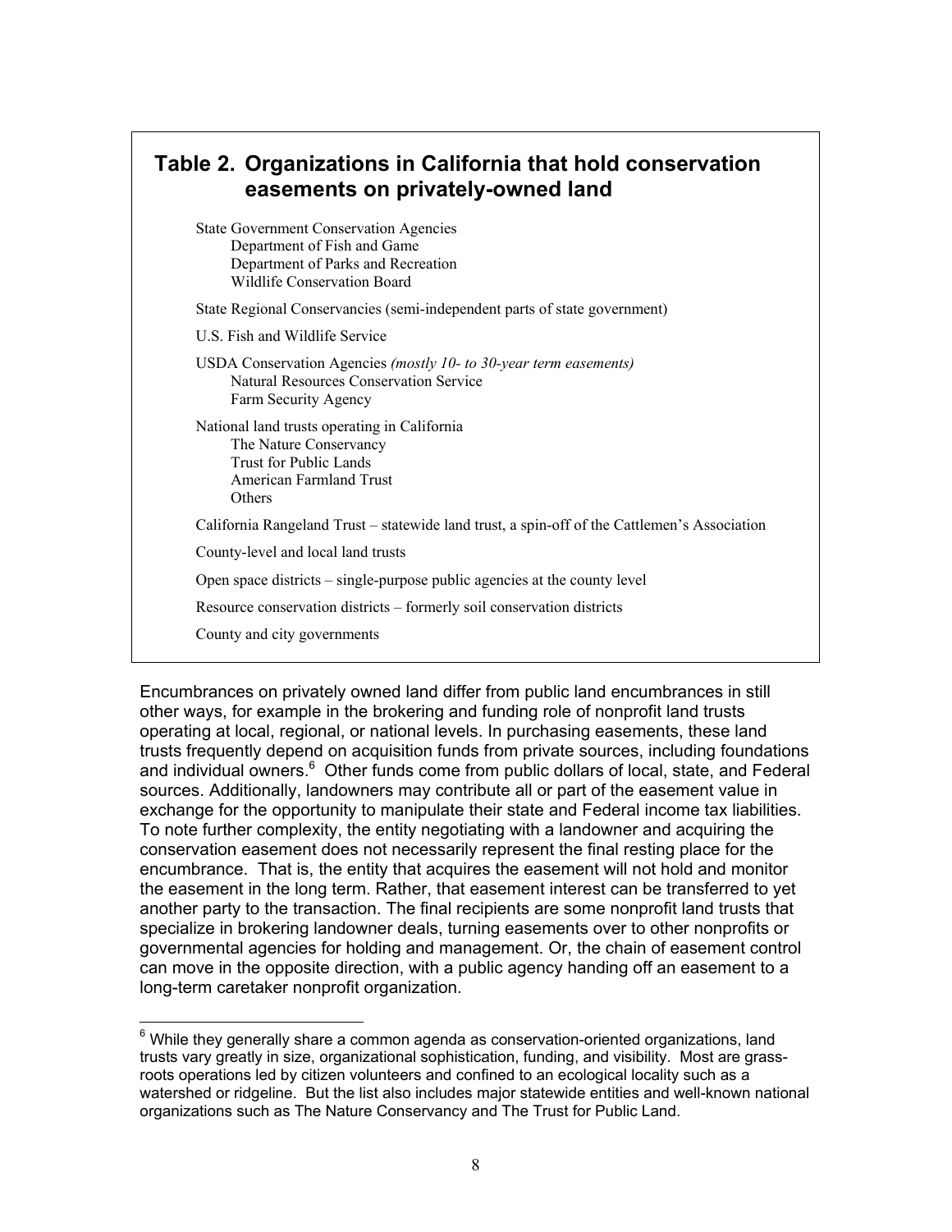## Table 2. Organizations in California that hold conservation easements on privately-owned land

State Government Conservation Agencies
- Department of Fish and Game
- Department of Parks and Recreation
- Wildlife Conservation Board

State Regional Conservancies (semi-independent parts of state government)

U.S. Fish and Wildlife Service

USDA Conservation Agencies *(mostly 10- to 30-year term easements)*
- Natural Resources Conservation Service
- Farm Security Agency

National land trusts operating in California
- The Nature Conservancy
- Trust for Public Lands
- American Farmland Trust
- Others

California Rangeland Trust – statewide land trust, a spin-off of the Cattlemen's Association

County-level and local land trusts

Open space districts – single-purpose public agencies at the county level

Resource conservation districts – formerly soil conservation districts

County and city governments

Encumbrances on privately owned land differ from public land encumbrances in still other ways, for example in the brokering and funding role of nonprofit land trusts operating at local, regional, or national levels. In purchasing easements, these land trusts frequently depend on acquisition funds from private sources, including foundations and individual owners.[6] Other funds come from public dollars of local, state, and Federal sources. Additionally, landowners may contribute all or part of the easement value in exchange for the opportunity to manipulate their state and Federal income tax liabilities. To note further complexity, the entity negotiating with a landowner and acquiring the conservation easement does not necessarily represent the final resting place for the encumbrance. That is, the entity that acquires the easement will not hold and monitor the easement in the long term. Rather, that easement interest can be transferred to yet another party to the transaction. The final recipients are some nonprofit land trusts that specialize in brokering landowner deals, turning easements over to other nonprofits or governmental agencies for holding and management. Or, the chain of easement control can move in the opposite direction, with a public agency handing off an easement to a long-term caretaker nonprofit organization.

[6] While they generally share a common agenda as conservation-oriented organizations, land trusts vary greatly in size, organizational sophistication, funding, and visibility. Most are grass-roots operations led by citizen volunteers and confined to an ecological locality such as a watershed or ridgeline. But the list also includes major statewide entities and well-known national organizations such as The Nature Conservancy and The Trust for Public Land.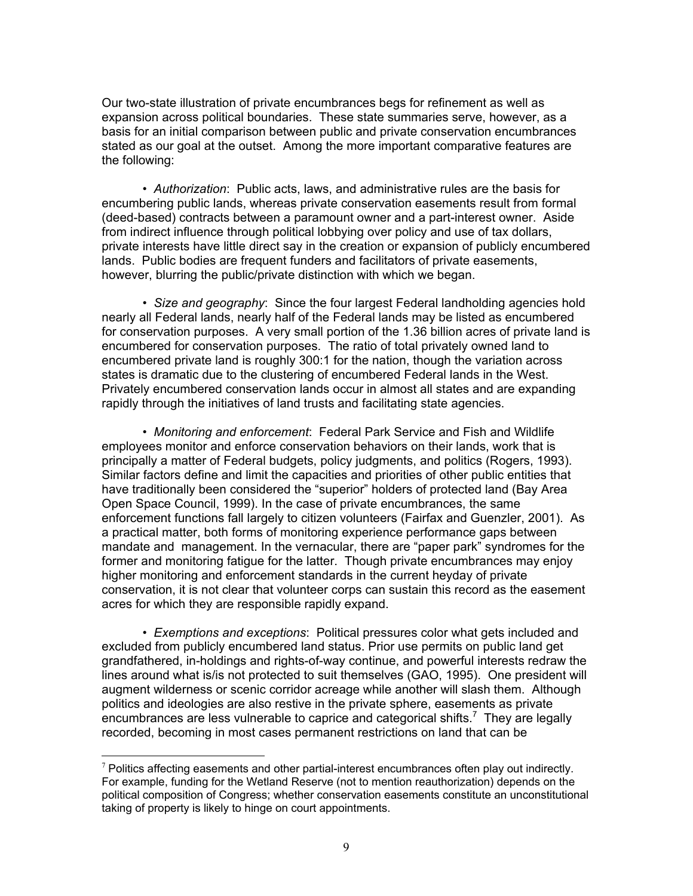Our two-state illustration of private encumbrances begs for refinement as well as expansion across political boundaries. These state summaries serve, however, as a basis for an initial comparison between public and private conservation encumbrances stated as our goal at the outset. Among the more important comparative features are the following:

• *Authorization*: Public acts, laws, and administrative rules are the basis for encumbering public lands, whereas private conservation easements result from formal (deed-based) contracts between a paramount owner and a part-interest owner. Aside from indirect influence through political lobbying over policy and use of tax dollars, private interests have little direct say in the creation or expansion of publicly encumbered lands. Public bodies are frequent funders and facilitators of private easements, however, blurring the public/private distinction with which we began.

• *Size and geography*: Since the four largest Federal landholding agencies hold nearly all Federal lands, nearly half of the Federal lands may be listed as encumbered for conservation purposes. A very small portion of the 1.36 billion acres of private land is encumbered for conservation purposes. The ratio of total privately owned land to encumbered private land is roughly 300:1 for the nation, though the variation across states is dramatic due to the clustering of encumbered Federal lands in the West. Privately encumbered conservation lands occur in almost all states and are expanding rapidly through the initiatives of land trusts and facilitating state agencies.

• *Monitoring and enforcement*: Federal Park Service and Fish and Wildlife employees monitor and enforce conservation behaviors on their lands, work that is principally a matter of Federal budgets, policy judgments, and politics (Rogers, 1993). Similar factors define and limit the capacities and priorities of other public entities that have traditionally been considered the "superior" holders of protected land (Bay Area Open Space Council, 1999). In the case of private encumbrances, the same enforcement functions fall largely to citizen volunteers (Fairfax and Guenzler, 2001). As a practical matter, both forms of monitoring experience performance gaps between mandate and management. In the vernacular, there are "paper park" syndromes for the former and monitoring fatigue for the latter. Though private encumbrances may enjoy higher monitoring and enforcement standards in the current heyday of private conservation, it is not clear that volunteer corps can sustain this record as the easement acres for which they are responsible rapidly expand.

• *Exemptions and exceptions*: Political pressures color what gets included and excluded from publicly encumbered land status. Prior use permits on public land get grandfathered, in-holdings and rights-of-way continue, and powerful interests redraw the lines around what is/is not protected to suit themselves (GAO, 1995). One president will augment wilderness or scenic corridor acreage while another will slash them. Although politics and ideologies are also restive in the private sphere, easements as private encumbrances are less vulnerable to caprice and categorical shifts.[7] They are legally recorded, becoming in most cases permanent restrictions on land that can be

[7] Politics affecting easements and other partial-interest encumbrances often play out indirectly. For example, funding for the Wetland Reserve (not to mention reauthorization) depends on the political composition of Congress; whether conservation easements constitute an unconstitutional taking of property is likely to hinge on court appointments.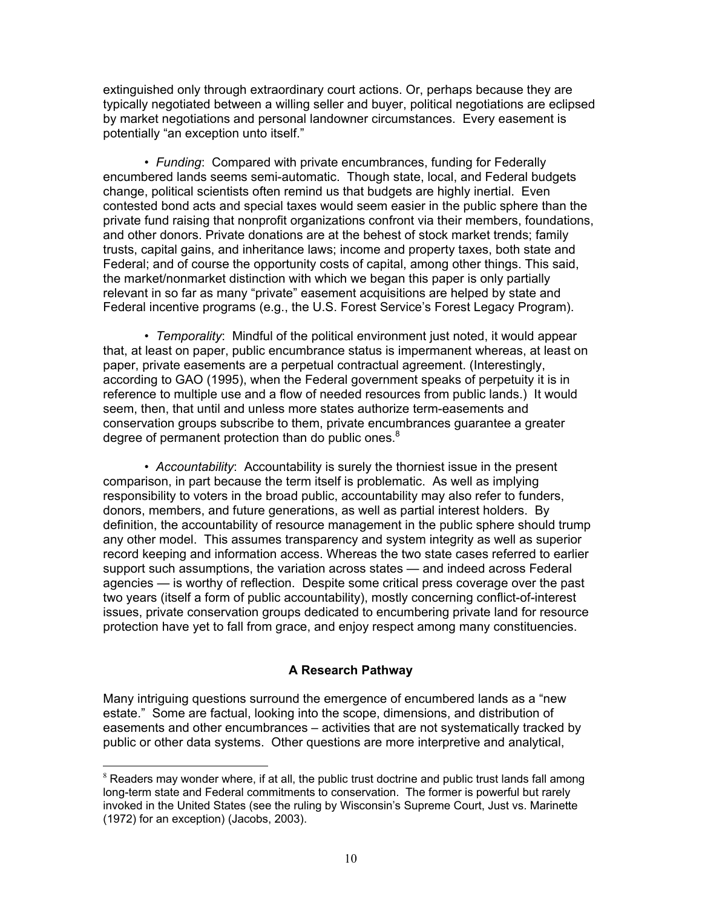extinguished only through extraordinary court actions. Or, perhaps because they are typically negotiated between a willing seller and buyer, political negotiations are eclipsed by market negotiations and personal landowner circumstances. Every easement is potentially "an exception unto itself."

• *Funding*: Compared with private encumbrances, funding for Federally encumbered lands seems semi-automatic. Though state, local, and Federal budgets change, political scientists often remind us that budgets are highly inertial. Even contested bond acts and special taxes would seem easier in the public sphere than the private fund raising that nonprofit organizations confront via their members, foundations, and other donors. Private donations are at the behest of stock market trends; family trusts, capital gains, and inheritance laws; income and property taxes, both state and Federal; and of course the opportunity costs of capital, among other things. This said, the market/nonmarket distinction with which we began this paper is only partially relevant in so far as many "private" easement acquisitions are helped by state and Federal incentive programs (e.g., the U.S. Forest Service's Forest Legacy Program).

• *Temporality*: Mindful of the political environment just noted, it would appear that, at least on paper, public encumbrance status is impermanent whereas, at least on paper, private easements are a perpetual contractual agreement. (Interestingly, according to GAO (1995), when the Federal government speaks of perpetuity it is in reference to multiple use and a flow of needed resources from public lands.) It would seem, then, that until and unless more states authorize term-easements and conservation groups subscribe to them, private encumbrances guarantee a greater degree of permanent protection than do public ones.[8]

• *Accountability*: Accountability is surely the thorniest issue in the present comparison, in part because the term itself is problematic. As well as implying responsibility to voters in the broad public, accountability may also refer to funders, donors, members, and future generations, as well as partial interest holders. By definition, the accountability of resource management in the public sphere should trump any other model. This assumes transparency and system integrity as well as superior record keeping and information access. Whereas the two state cases referred to earlier support such assumptions, the variation across states — and indeed across Federal agencies — is worthy of reflection. Despite some critical press coverage over the past two years (itself a form of public accountability), mostly concerning conflict-of-interest issues, private conservation groups dedicated to encumbering private land for resource protection have yet to fall from grace, and enjoy respect among many constituencies.

## A Research Pathway

Many intriguing questions surround the emergence of encumbered lands as a "new estate." Some are factual, looking into the scope, dimensions, and distribution of easements and other encumbrances – activities that are not systematically tracked by public or other data systems. Other questions are more interpretive and analytical,

---

[8] Readers may wonder where, if at all, the public trust doctrine and public trust lands fall among long-term state and Federal commitments to conservation. The former is powerful but rarely invoked in the United States (see the ruling by Wisconsin's Supreme Court, Just vs. Marinette (1972) for an exception) (Jacobs, 2003).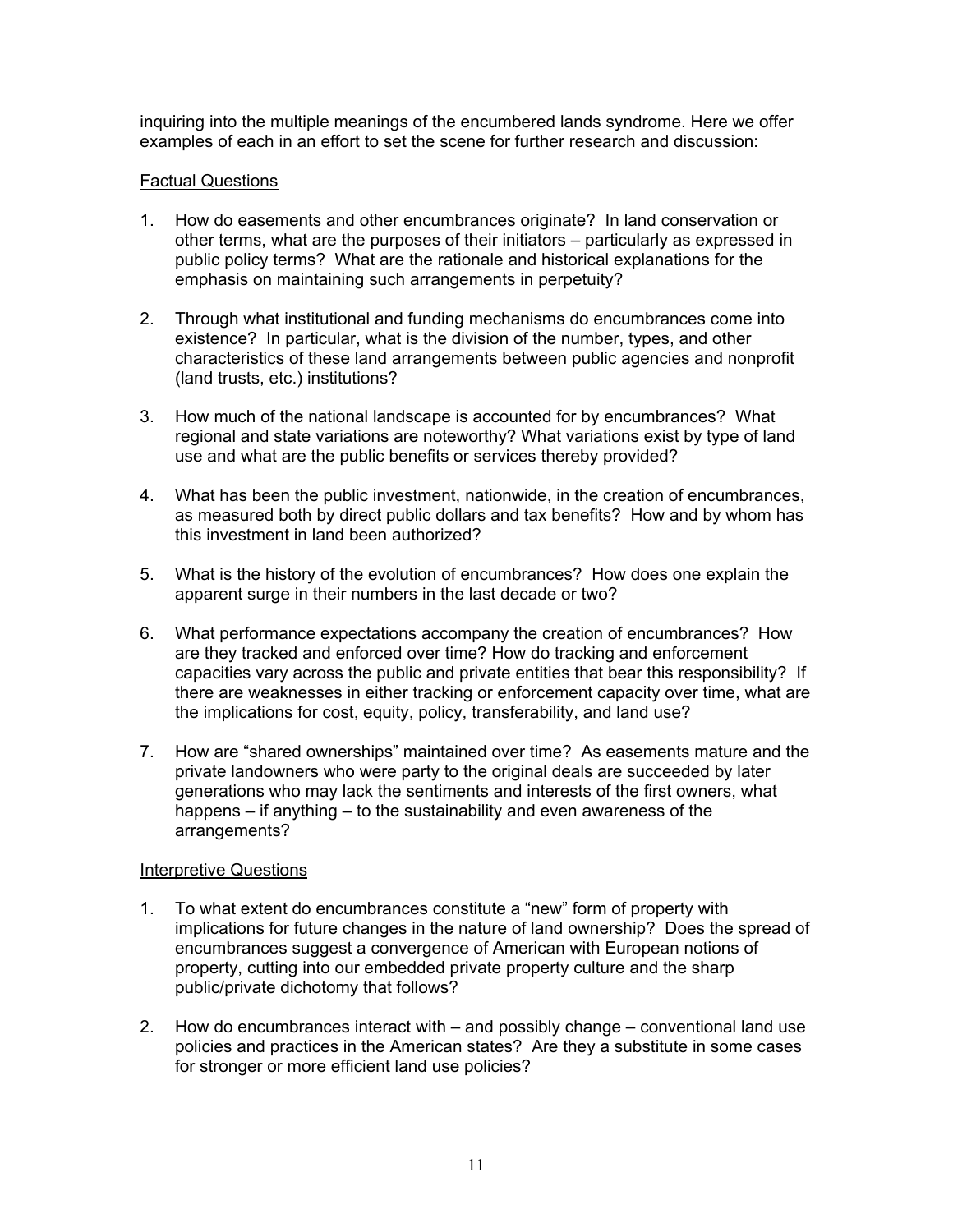inquiring into the multiple meanings of the encumbered lands syndrome. Here we offer examples of each in an effort to set the scene for further research and discussion:

Factual Questions

1. How do easements and other encumbrances originate? In land conservation or other terms, what are the purposes of their initiators – particularly as expressed in public policy terms? What are the rationale and historical explanations for the emphasis on maintaining such arrangements in perpetuity?

2. Through what institutional and funding mechanisms do encumbrances come into existence? In particular, what is the division of the number, types, and other characteristics of these land arrangements between public agencies and nonprofit (land trusts, etc.) institutions?

3. How much of the national landscape is accounted for by encumbrances? What regional and state variations are noteworthy? What variations exist by type of land use and what are the public benefits or services thereby provided?

4. What has been the public investment, nationwide, in the creation of encumbrances, as measured both by direct public dollars and tax benefits? How and by whom has this investment in land been authorized?

5. What is the history of the evolution of encumbrances? How does one explain the apparent surge in their numbers in the last decade or two?

6. What performance expectations accompany the creation of encumbrances? How are they tracked and enforced over time? How do tracking and enforcement capacities vary across the public and private entities that bear this responsibility? If there are weaknesses in either tracking or enforcement capacity over time, what are the implications for cost, equity, policy, transferability, and land use?

7. How are "shared ownerships" maintained over time? As easements mature and the private landowners who were party to the original deals are succeeded by later generations who may lack the sentiments and interests of the first owners, what happens – if anything – to the sustainability and even awareness of the arrangements?

Interpretive Questions

1. To what extent do encumbrances constitute a "new" form of property with implications for future changes in the nature of land ownership? Does the spread of encumbrances suggest a convergence of American with European notions of property, cutting into our embedded private property culture and the sharp public/private dichotomy that follows?

2. How do encumbrances interact with – and possibly change – conventional land use policies and practices in the American states? Are they a substitute in some cases for stronger or more efficient land use policies?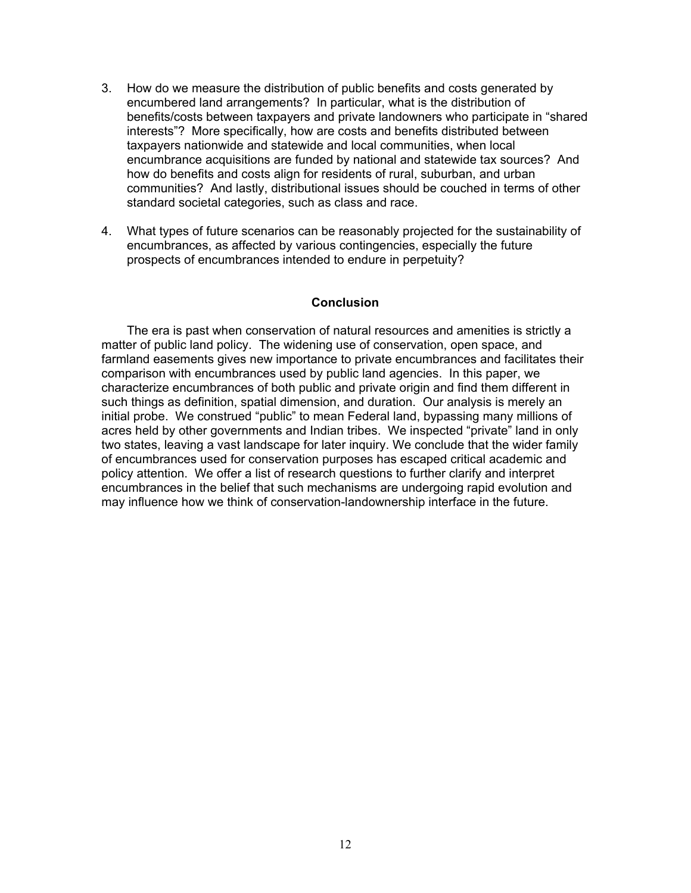3. How do we measure the distribution of public benefits and costs generated by encumbered land arrangements? In particular, what is the distribution of benefits/costs between taxpayers and private landowners who participate in "shared interests"? More specifically, how are costs and benefits distributed between taxpayers nationwide and statewide and local communities, when local encumbrance acquisitions are funded by national and statewide tax sources? And how do benefits and costs align for residents of rural, suburban, and urban communities? And lastly, distributional issues should be couched in terms of other standard societal categories, such as class and race.

4. What types of future scenarios can be reasonably projected for the sustainability of encumbrances, as affected by various contingencies, especially the future prospects of encumbrances intended to endure in perpetuity?

## Conclusion

The era is past when conservation of natural resources and amenities is strictly a matter of public land policy. The widening use of conservation, open space, and farmland easements gives new importance to private encumbrances and facilitates their comparison with encumbrances used by public land agencies. In this paper, we characterize encumbrances of both public and private origin and find them different in such things as definition, spatial dimension, and duration. Our analysis is merely an initial probe. We construed "public" to mean Federal land, bypassing many millions of acres held by other governments and Indian tribes. We inspected "private" land in only two states, leaving a vast landscape for later inquiry. We conclude that the wider family of encumbrances used for conservation purposes has escaped critical academic and policy attention. We offer a list of research questions to further clarify and interpret encumbrances in the belief that such mechanisms are undergoing rapid evolution and may influence how we think of conservation-landownership interface in the future.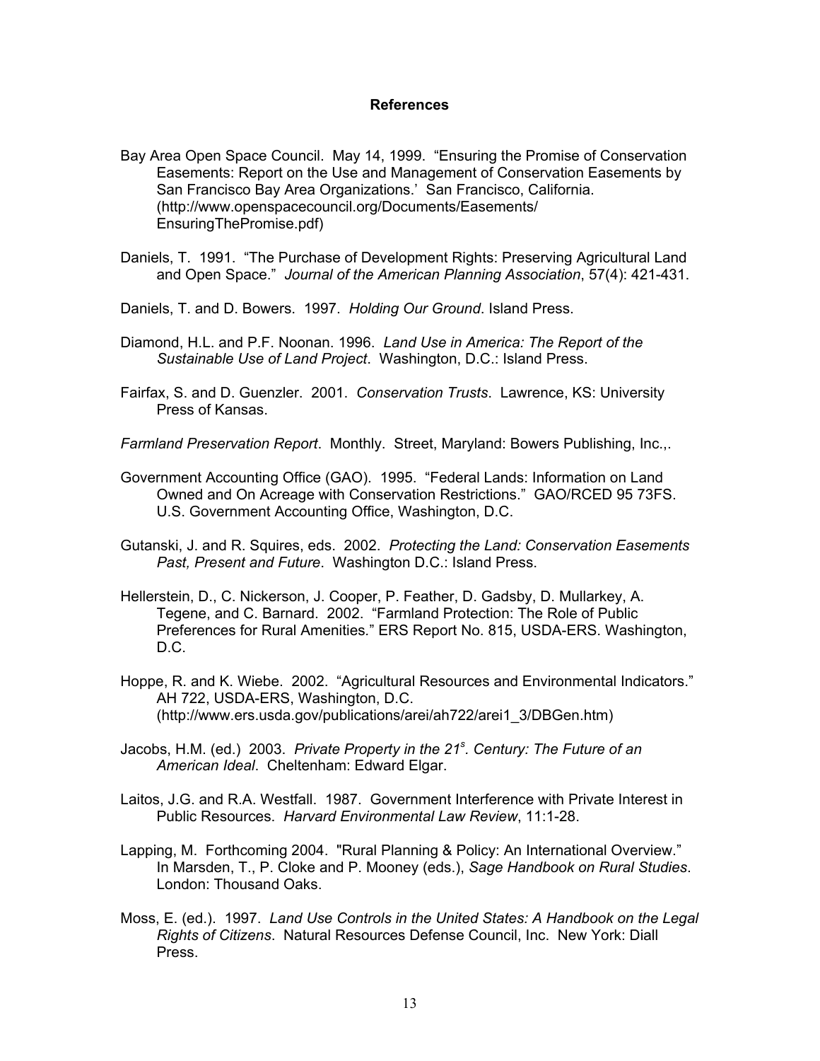### References

Bay Area Open Space Council. May 14, 1999. "Ensuring the Promise of Conservation Easements: Report on the Use and Management of Conservation Easements by San Francisco Bay Area Organizations.' San Francisco, California. (http://www.openspacecouncil.org/Documents/Easements/EnsuringThePromise.pdf)

Daniels, T. 1991. "The Purchase of Development Rights: Preserving Agricultural Land and Open Space." *Journal of the American Planning Association*, 57(4): 421-431.

Daniels, T. and D. Bowers. 1997. *Holding Our Ground*. Island Press.

Diamond, H.L. and P.F. Noonan. 1996. *Land Use in America: The Report of the Sustainable Use of Land Project*. Washington, D.C.: Island Press.

Fairfax, S. and D. Guenzler. 2001. *Conservation Trusts*. Lawrence, KS: University Press of Kansas.

*Farmland Preservation Report*. Monthly. Street, Maryland: Bowers Publishing, Inc.,.

Government Accounting Office (GAO). 1995. "Federal Lands: Information on Land Owned and On Acreage with Conservation Restrictions." GAO/RCED 95 73FS. U.S. Government Accounting Office, Washington, D.C.

Gutanski, J. and R. Squires, eds. 2002. *Protecting the Land: Conservation Easements Past, Present and Future*. Washington D.C.: Island Press.

Hellerstein, D., C. Nickerson, J. Cooper, P. Feather, D. Gadsby, D. Mullarkey, A. Tegene, and C. Barnard. 2002. "Farmland Protection: The Role of Public Preferences for Rural Amenities." ERS Report No. 815, USDA-ERS. Washington, D.C.

Hoppe, R. and K. Wiebe. 2002. "Agricultural Resources and Environmental Indicators." AH 722, USDA-ERS, Washington, D.C. (http://www.ers.usda.gov/publications/arei/ah722/arei1_3/DBGen.htm)

Jacobs, H.M. (ed.) 2003. *Private Property in the 21$^{s}$. Century: The Future of an American Ideal*. Cheltenham: Edward Elgar.

Laitos, J.G. and R.A. Westfall. 1987. Government Interference with Private Interest in Public Resources. *Harvard Environmental Law Review*, 11:1-28.

Lapping, M. Forthcoming 2004. "Rural Planning & Policy: An International Overview." In Marsden, T., P. Cloke and P. Mooney (eds.), *Sage Handbook on Rural Studies*. London: Thousand Oaks.

Moss, E. (ed.). 1997. *Land Use Controls in the United States: A Handbook on the Legal Rights of Citizens*. Natural Resources Defense Council, Inc. New York: Diall Press.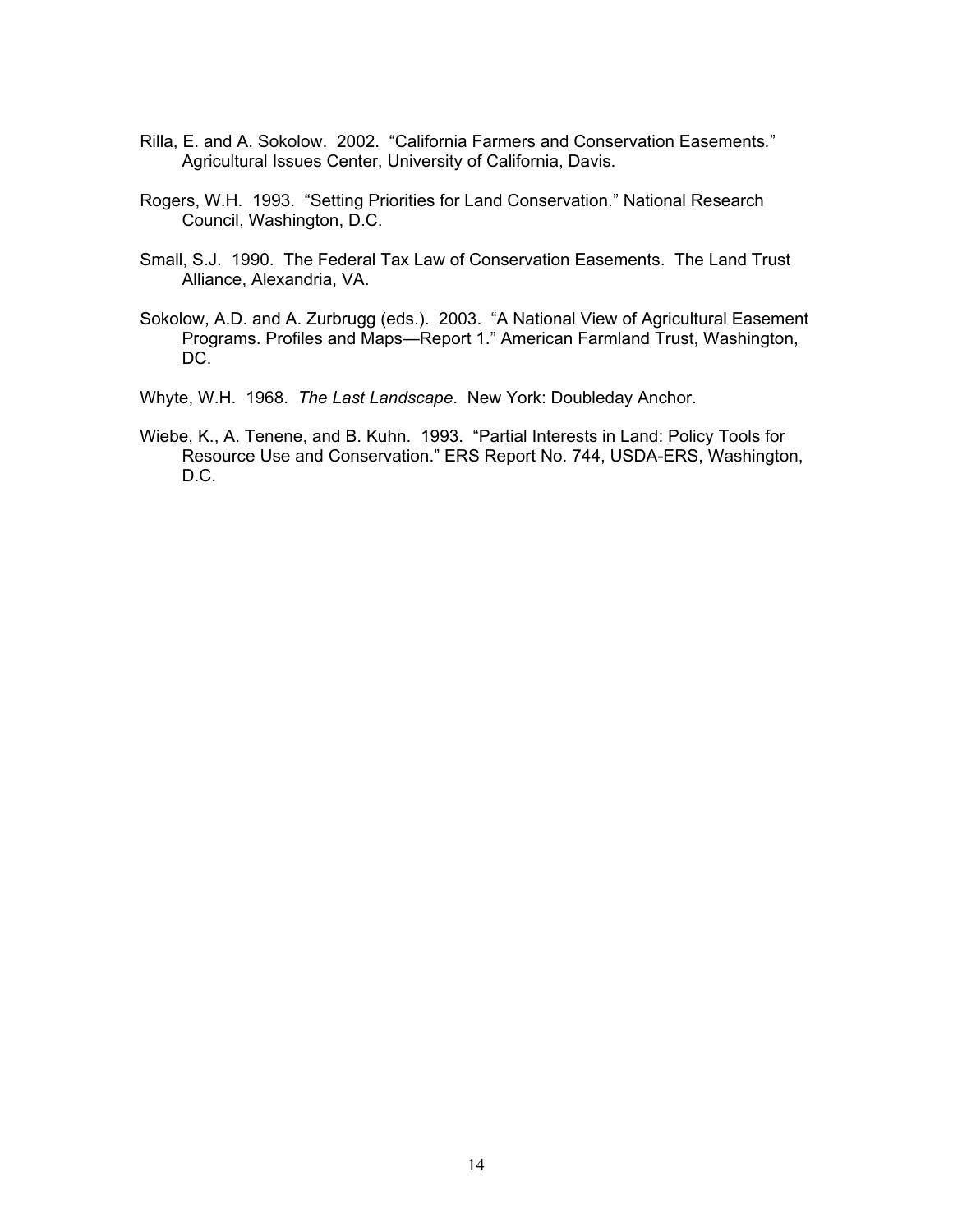Rilla, E. and A. Sokolow. 2002. "California Farmers and Conservation Easements." Agricultural Issues Center, University of California, Davis.

Rogers, W.H. 1993. "Setting Priorities for Land Conservation." National Research Council, Washington, D.C.

Small, S.J. 1990. The Federal Tax Law of Conservation Easements. The Land Trust Alliance, Alexandria, VA.

Sokolow, A.D. and A. Zurbrugg (eds.). 2003. "A National View of Agricultural Easement Programs. Profiles and Maps—Report 1." American Farmland Trust, Washington, DC.

Whyte, W.H. 1968. *The Last Landscape*. New York: Doubleday Anchor.

Wiebe, K., A. Tenene, and B. Kuhn. 1993. "Partial Interests in Land: Policy Tools for Resource Use and Conservation." ERS Report No. 744, USDA-ERS, Washington, D.C.